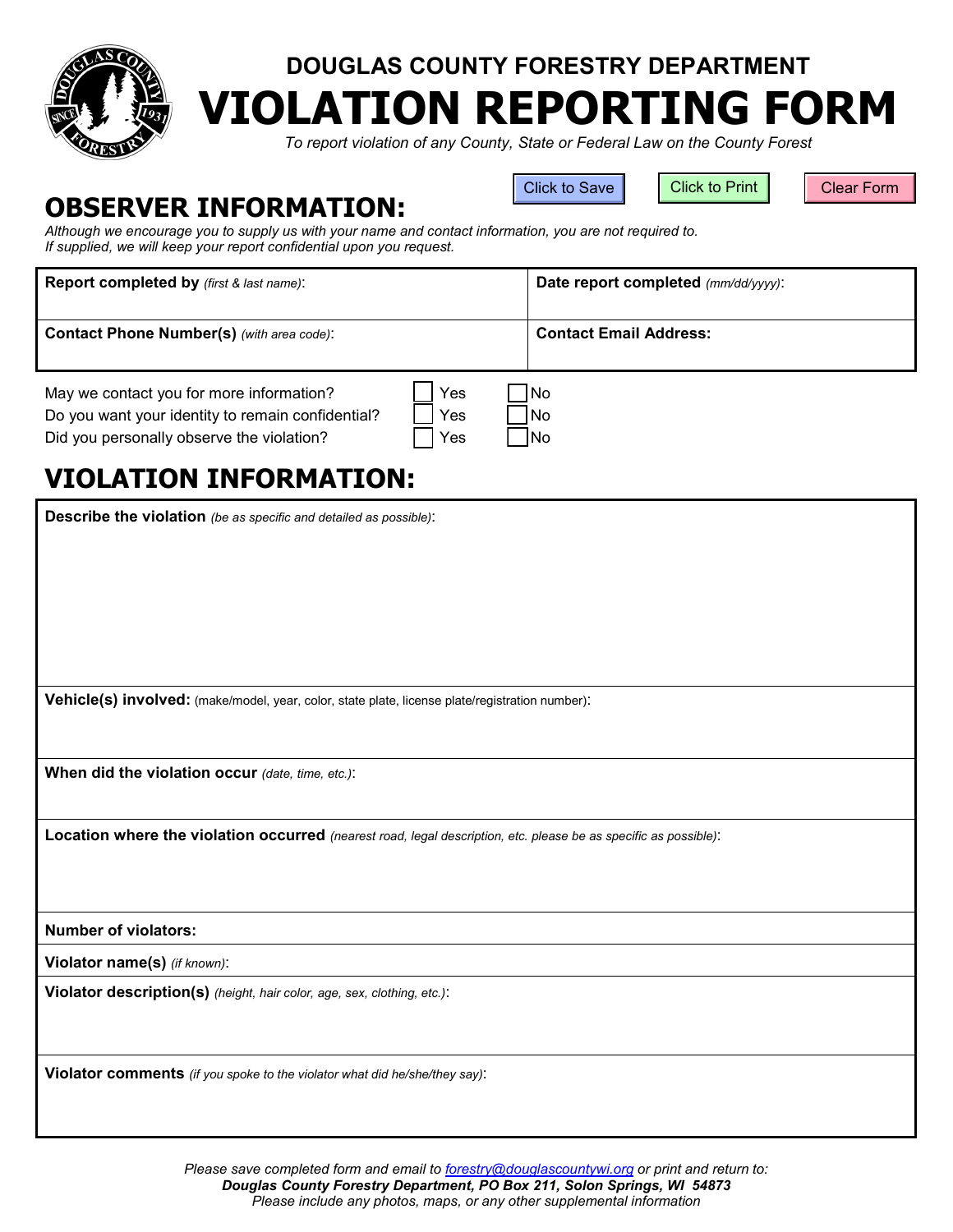# DOUGLAS COUNTY FORESTRY DEPARTMENT

# VIOLATION REPORTING FORM

*To report violation of any County, State or Federal Law on the County Forest*

Click to Save | Click to Print | Clear Form

## OBSERVER INFORMATION:

*Although we encourage you to supply us with your name and contact information, you are not required to.*
*If supplied, we will keep your report confidential upon you request.*

| **Report completed by** *(first & last name)*: | **Date report completed** *(mm/dd/yyyy)*: |
|---|---|
| **Contact Phone Number(s)** *(with area code)*: | **Contact Email Address:** |

| | | |
|---|---|---|
| May we contact you for more information? | ☐ Yes | ☐ No |
| Do you want your identity to remain confidential? | ☐ Yes | ☐ No |
| Did you personally observe the violation? | ☐ Yes | ☐ No |

## VIOLATION INFORMATION:

**Describe the violation** *(be as specific and detailed as possible)*:

**Vehicle(s) involved:** (make/model, year, color, state plate, license plate/registration number):

**When did the violation occur** *(date, time, etc.)*:

**Location where the violation occurred** *(nearest road, legal description, etc. please be as specific as possible)*:

**Number of violators:**

**Violator name(s)** *(if known)*:

**Violator description(s)** *(height, hair color, age, sex, clothing, etc.)*:

**Violator comments** *(if you spoke to the violator what did he/she/they say)*:

*Please save completed form and email to forestry@douglascountywi.org or print and return to:*
***Douglas County Forestry Department, PO Box 211, Solon Springs, WI 54873***
*Please include any photos, maps, or any other supplemental information*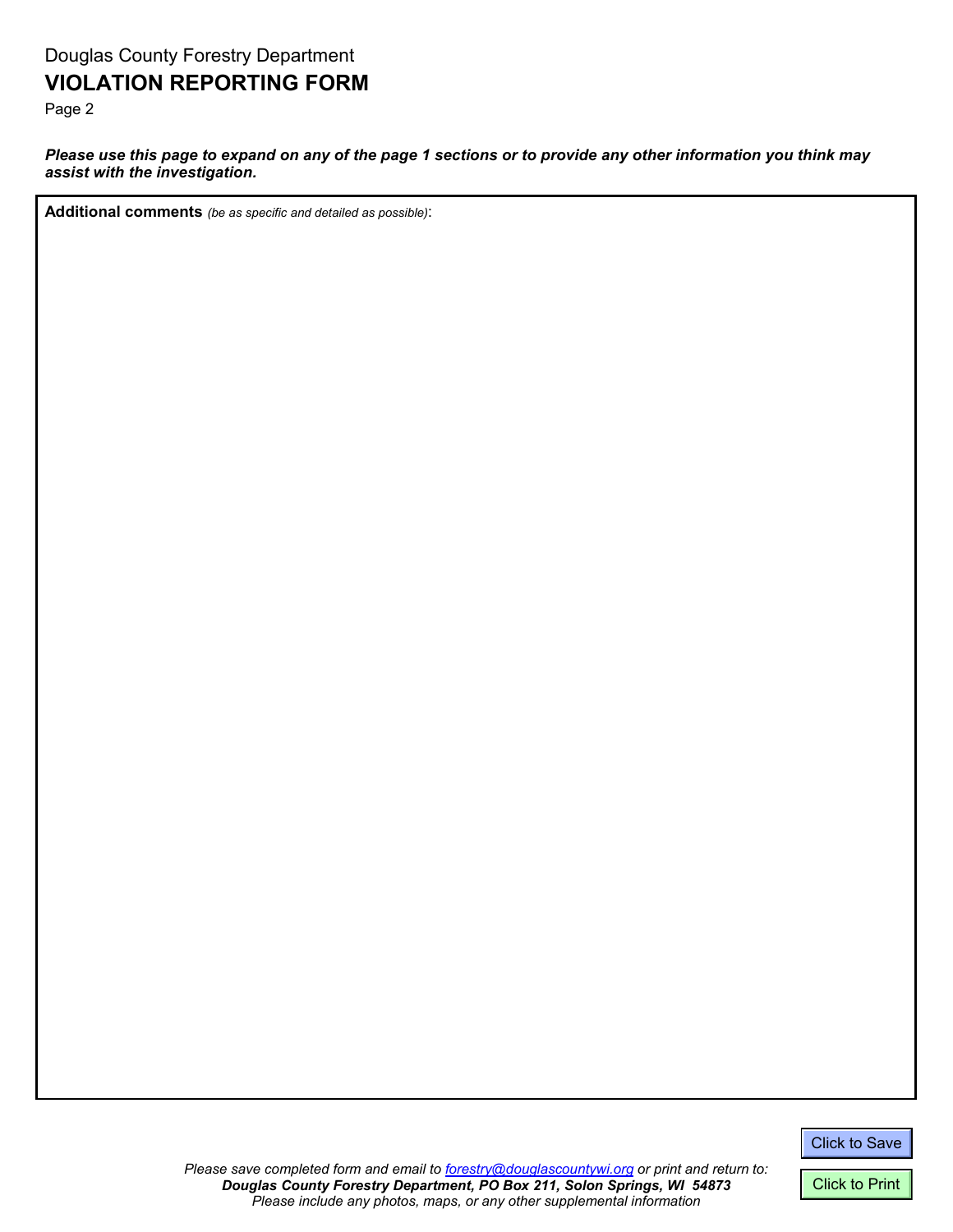Douglas County Forestry Department

# VIOLATION REPORTING FORM

Page 2

***Please use this page to expand on any of the page 1 sections or to provide any other information you think may assist with the investigation.***

**Additional comments** *(be as specific and detailed as possible)*:

*Please save completed form and email to forestry@douglascountywi.org or print and return to:*
***Douglas County Forestry Department, PO Box 211, Solon Springs, WI 54873***
*Please include any photos, maps, or any other supplemental information*

Click to Save

Click to Print